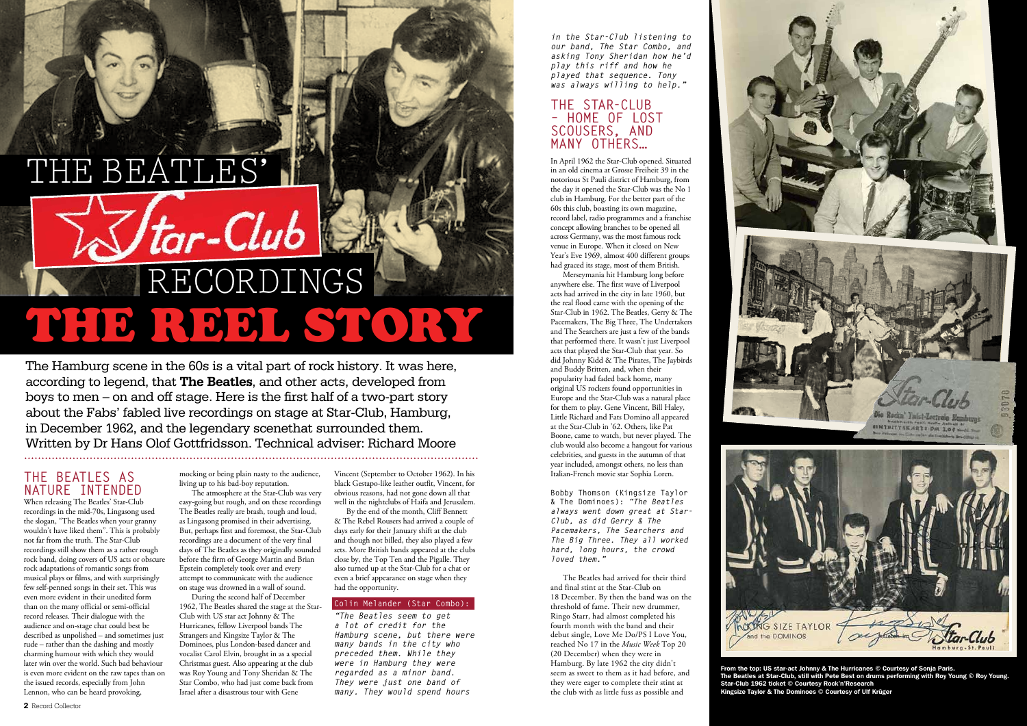# THE BEATLES' Star-Club RECORDINGS

# THE REEL STORY

The Hamburg scene in the 60s is a vital part of rock history. It was here, according to legend, that **The Beatles**, and other acts, developed from boys to men – on and off stage. Here is the first half of a two-part story about the Fabs' fabled live recordings on stage at Star-Club, Hamburg, in December 1962, and the legendary scenethat surrounded them. Written by Dr Hans Olof Gottfridsson. Technical adviser: Richard Moore

## THE BEATLES AS NATURE INTENDED

When releasing The Beatles' Star-Club recordings in the mid-70s, Lingasong used the slogan, "The Beatles when your granny wouldn't have liked them". This is probably not far from the truth. The Star-Club recordings still show them as a rather rough rock band, doing covers of US acts or obscure rock adaptations of romantic songs from musical plays or films, and with surprisingly few self-penned songs in their set. This was even more evident in their unedited form than on the many official or semi-official record releases. Their dialogue with the audience and on-stage chat could best be described as unpolished – and sometimes just rude – rather than the dashing and mostly charming humour with which they would later win over the world. Such bad behaviour is even more evident on the raw tapes than on the issued records, especially from John Lennon, who can be heard provoking, mocking or being plain nasty to the audience, living up to his bad-boy reputation.

The atmosphere at the Star-Club was very easy-going but rough, and on these recordings The Beatles really are brash, tough and loud, as Lingasong promised in their advertising. But, perhaps first and foremost, the Star-Club recordings are a document of the very final days of The Beatles as they originally sounded before the firm of George Martin and Brian Epstein completely took over and every attempt to communicate with the audience on stage was drowned in a wall of sound.

During the second half of December 1962, The Beatles shared the stage at the Star-Club with US star act Johnny & The Hurricanes, fellow Liverpool bands The Strangers and Kingsize Taylor & The Dominoes, plus London-based dancer and vocalist Carol Elvin, brought in as a special Christmas guest. Also appearing at the club was Roy Young and Tony Sheridan & The Star Combo, who had just come back from Israel after a disastrous tour with Gene Vincent (September to October 1962). In his black Gestapo-like leather outfit, Vincent, for obvious reasons, had not gone down all that well in the nightclubs of Haifa and Jerusalem.

By the end of the month, Cliff Bennett & The Rebel Rousers had arrived a couple of days early for their January shift at the club and though not billed, they also played a few sets. More British bands appeared at the clubs close by, the Top Ten and the Pigalle. They also turned up at the Star-Club for a chat or even a brief appearance on stage when they had the opportunity.

**Colin Melander (Star Combo):**

*"The Beatles seem to get a lot of credit for the Hamburg scene, but there were many bands in the city who preceded them. While they were in Hamburg they were regarded as a minor band. They were just one band of many. They would spend hours in the Star-Club listening to our band, The Star Combo, and asking Tony Sheridan how he'd play this riff and how he played that sequence. Tony was always willing to help."*

## THE STAR-CLUB – HOME OF LOST SCOUSERS, AND MANY OTHERS…

In April 1962 the Star-Club opened. Situated in an old cinema at Grosse Freiheit 39 in the notorious St Pauli district of Hamburg, from the day it opened the Star-Club was the No 1 club in Hamburg. For the better part of the 60s this club, boasting its own magazine, record label, radio programmes and a franchise concept allowing branches to be opened all across Germany, was the most famous rock venue in Europe. When it closed on New Year's Eve 1969, almost 400 different groups had graced its stage, most of them British.

Merseymania hit Hamburg long before anywhere else. The first wave of Liverpool acts had arrived in the city in late 1960, but the real flood came with the opening of the Star-Club in 1962. The Beatles, Gerry & The Pacemakers, The Big Three, The Undertakers and The Searchers are just a few of the bands that performed there. It wasn't just Liverpool acts that played the Star-Club that year. So did Johnny Kidd & The Pirates, The Jaybirds and Buddy Britten, and, when their popularity had faded back home, many original US rockers found opportunities in Europe and the Star-Club was a natural place for them to play. Gene Vincent, Bill Haley, Little Richard and Fats Domino all appeared at the Star-Club in '62. Others, like Pat Boone, came to watch, but never played. The club would also become a hangout for various celebrities, and guests in the autumn of that year included, amongst others, no less than Italian-French movie star Sophia Loren.

Bobby Thomson (Kingsize Taylor & The Dominoes): *"The Beatles always went down great at Star-Club, as did Gerry & The Pacemakers, The Searchers and The Big Three. They all worked hard, long hours, the crowd loved them."*

The Beatles had arrived for their third and final stint at the Star-Club on 18 December. By then the band was on the threshold of fame. Their new drummer, Ringo Starr, had almost completed his fourth month with the band and their debut single, Love Me Do/PS I Love You, reached No 17 in the *Music Week* Top 20 (20 December) when they were in Hamburg. By late 1962 the city didn't seem as sweet to them as it had before, and they were eager to complete their stint at the club with as little fuss as possible and

From the top: US star-act Johnny & The Hurricanes © Courtesy of Sonja Paris.
The Beatles at Star-Club, still with Pete Best on drums performing with Roy Young © Roy Young.
Star-Club 1962 ticket © Courtesy Rock'n'Research
Kingsize Taylor & The Dominoes © Courtesy of Ulf Krüger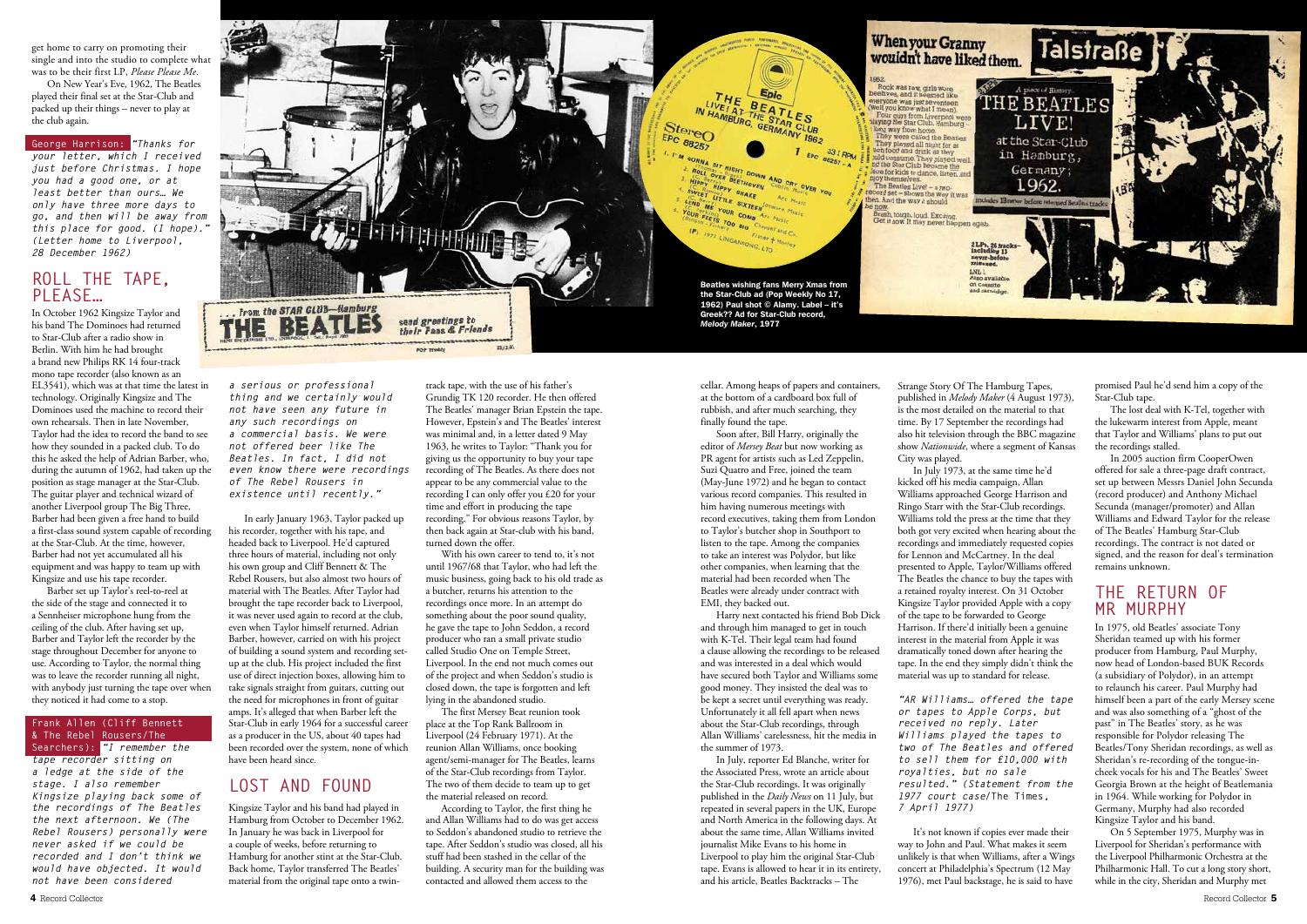get home to carry on promoting their single and into the studio to complete what was to be their first LP, *Please Please Me*.

On New Year's Eve, 1962, The Beatles played their final set at the Star-Club and packed up their things – never to play at the club again.

**George Harrison:** *"Thanks for your letter, which I received just before Christmas. I hope you had a good one, or at least better than ours… We only have three more days to go, and then will be away from this place for good. (I hope)." (Letter home to Liverpool, 28 December 1962)*

## ROLL THE TAPE, PLEASE…

In October 1962 Kingsize Taylor and his band The Dominoes had returned to Star-Club after a radio show in Berlin. With him he had brought a brand new Philips RK 14 four-track mono tape recorder (also known as an EL3541), which was at that time the latest in technology. Originally Kingsize and The Dominoes used the machine to record their own rehearsals. Then in late November, Taylor had the idea to record the band to see how they sounded in a packed club. To do this he asked the help of Adrian Barber, who, during the autumn of 1962, had taken up the position as stage manager at the Star-Club. The guitar player and technical wizard of another Liverpool group The Big Three, Barber had been given a free hand to build a first-class sound system capable of recording at the Star-Club. At the time, however, Barber had not yet accumulated all his equipment and was happy to team up with Kingsize and use his tape recorder.

Barber set up Taylor's reel-to-reel at the side of the stage and connected it to a Sennheiser microphone hung from the ceiling of the club. After having set up, Barber and Taylor left the recorder by the stage throughout December for anyone to use. According to Taylor, the normal thing was to leave the recorder running all night, with anybody just turning the tape over when they noticed it had come to a stop.

**Frank Allen (Cliff Bennett & The Rebel Rousers/The Searchers):** *"I remember the tape recorder sitting on a ledge at the side of the stage. I also remember Kingsize playing back some of the recordings of The Beatles the next afternoon. We (The Rebel Rousers) personally were never asked if we could be recorded and I don't think we would have objected. It would not have been considered a serious or professional thing and we certainly would not have seen any future in any such recordings on a commercial basis. We were not offered beer like The Beatles. In fact, I did not even know there were recordings of The Rebel Rousers in existence until recently."*

In early January 1963, Taylor packed up his recorder, together with his tape, and headed back to Liverpool. He'd captured three hours of material, including not only his own group and Cliff Bennett & The Rebel Rousers, but also almost two hours of material with The Beatles. After Taylor had brought the tape recorder back to Liverpool, it was never used again to record at the club, even when Taylor himself returned. Adrian Barber, however, carried on with his project of building a sound system and recording set-up at the club. His project included the first use of direct injection boxes, allowing him to take signals straight from guitars, cutting out the need for microphones in front of guitar amps. It's alleged that when Barber left the Star-Club in early 1964 for a successful career as a producer in the US, about 40 tapes had been recorded over the system, none of which have been heard since.

## LOST AND FOUND

Kingsize Taylor and his band had played in Hamburg from October to December 1962. In January he was back in Liverpool for a couple of weeks, before returning to Hamburg for another stint at the Star-Club. Back home, Taylor transferred The Beatles' material from the original tape onto a twin-track tape, with the use of his father's Grundig TK 120 recorder. He then offered The Beatles' manager Brian Epstein the tape. However, Epstein's and The Beatles' interest was minimal and, in a letter dated 9 May 1963, he writes to Taylor: "Thank you for giving us the opportunity to buy your tape recording of The Beatles. As there does not appear to be any commercial value to the recording I can only offer you £20 for your time and effort in producing the tape recording." For obvious reasons Taylor, by then back again at Star-club with his band, turned down the offer.

With his own career to tend to, it's not until 1967/68 that Taylor, who had left the music business, going back to his old trade as a butcher, returns his attention to the recordings once more. In an attempt do something about the poor sound quality, he gave the tape to John Seddon, a record producer who ran a small private studio called Studio One on Temple Street, Liverpool. In the end not much comes out of the project and when Seddon's studio is closed down, the tape is forgotten and left lying in the abandoned studio.

The first Mersey Beat reunion took place at the Top Rank Ballroom in Liverpool (24 February 1971). At the reunion Allan Williams, once booking agent/semi-manager for The Beatles, learns of the Star-Club recordings from Taylor. The two of them decide to team up to get the material released on record.

According to Taylor, the first thing he and Allan Williams had to do was get access to Seddon's abandoned studio to retrieve the tape. After Seddon's studio was closed, all his stuff had been stashed in the cellar of the building. A security man for the building was contacted and allowed them access to the cellar. Among heaps of papers and containers, at the bottom of a cardboard box full of rubbish, and after much searching, they finally found the tape.

Soon after, Bill Harry, originally the editor of *Mersey Beat* but now working as PR agent for artists such as Led Zeppelin, Suzi Quatro and Free, joined the team (May-June 1972) and he began to contact various record companies. This resulted in him having numerous meetings with record executives, taking them from London to Taylor's butcher shop in Southport to listen to the tape. Among the companies to take an interest was Polydor, but like other companies, when learning that the material had been recorded when The Beatles were already under contract with EMI, they backed out.

Harry next contacted his friend Bob Dick and through him managed to get in touch with K-Tel. Their legal team had found a clause allowing the recordings to be released and was interested in a deal which would have secured both Taylor and Williams some good money. They insisted the deal was to be kept a secret until everything was ready. Unfortunately it all fell apart when news about the Star-Club recordings, through Allan Williams' carelessness, hit the media in the summer of 1973.

In July, reporter Ed Blanche, writer for the Associated Press, wrote an article about the Star-Club recordings. It was originally published in the *Daily News* on 11 July, but repeated in several papers in the UK, Europe and North America in the following days. At about the same time, Allan Williams invited journalist Mike Evans to his home in Liverpool to play him the original Star-Club tape. Evans is allowed to hear it in its entirety, and his article, Beatles Backtracks – The Strange Story Of The Hamburg Tapes, published in *Melody Maker* (4 August 1973), is the most detailed on the material to that time. By 17 September the recordings had also hit television through the BBC magazine show *Nationwide*, where a segment of Kansas City was played.

In July 1973, at the same time he'd kicked off his media campaign, Allan Williams approached George Harrison and Ringo Starr with the Star-Club recordings. Williams told the press at the time that they both got very excited when hearing about the recordings and immediately requested copies for Lennon and McCartney. In the deal presented to Apple, Taylor/Williams offered The Beatles the chance to buy the tapes with a retained royalty interest. On 31 October Kingsize Taylor provided Apple with a copy of the tape to be forwarded to George Harrison. If there'd initially been a genuine interest in the material from Apple it was dramatically toned down after hearing the tape. In the end they simply didn't think the material was up to standard for release.

*"AR Williams… offered the tape or tapes to Apple Corps, but received no reply. Later Williams played the tapes to two of The Beatles and offered to sell them for £10,000 with royalties, but no sale resulted." (Statement from the 1977 court case/*The Times*, 7 April 1977)*

It's not known if copies ever made their way to John and Paul. What makes it seem unlikely is that when Williams, after a Wings concert at Philadelphia's Spectrum (12 May 1976), met Paul backstage, he is said to have promised Paul he'd send him a copy of the Star-Club tape.

The lost deal with K-Tel, together with the lukewarm interest from Apple, meant that Taylor and Williams' plans to put out the recordings stalled.

In 2005 auction firm CooperOwen offered for sale a three-page draft contract, set up between Messrs Daniel John Secunda (record producer) and Anthony Michael Secunda (manager/promoter) and Allan Williams and Edward Taylor for the release of The Beatles' Hamburg Star-Club recordings. The contract is not dated or signed, and the reason for deal's termination remains unknown.

## THE RETURN OF MR MURPHY

In 1975, old Beatles' associate Tony Sheridan teamed up with his former producer from Hamburg, Paul Murphy, now head of London-based BUK Records (a subsidiary of Polydor), in an attempt to relaunch his career. Paul Murphy had himself been a part of the early Mersey scene and was also something of a "ghost of the past" in The Beatles' story, as he was responsible for Polydor releasing The Beatles/Tony Sheridan recordings, as well as Sheridan's re-recording of the tongue-in-cheek vocals for his and The Beatles' Sweet Georgia Brown at the height of Beatlemania in 1964. While working for Polydor in Germany, Murphy had also recorded Kingsize Taylor and his band.

On 5 September 1975, Murphy was in Liverpool for Sheridan's performance with the Liverpool Philharmonic Orchestra at the Philharmonic Hall. To cut a long story short, while in the city, Sheridan and Murphy met

Beatles wishing fans Merry Xmas from the Star-Club ad (Pop Weekly No 17, 1962) Paul shot © Alamy. Label – it's Greek?? Ad for Star-Club record, *Melody Maker*, 1977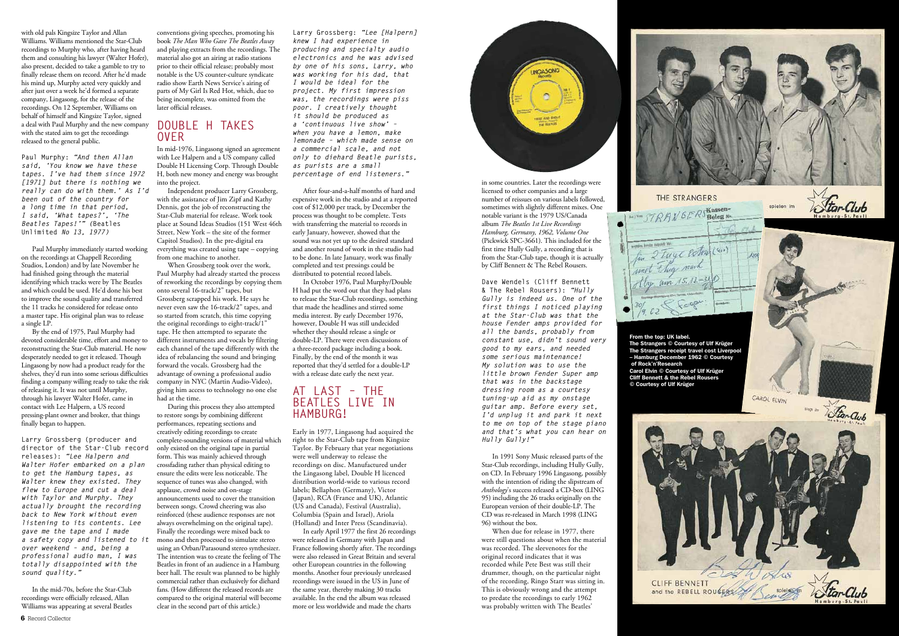with old pals Kingsize Taylor and Allan Williams. Williams mentioned the Star-Club recordings to Murphy who, after having heard them and consulting his lawyer (Walter Hofer), also present, decided to take a gamble to try to finally release them on record. After he'd made his mind up, Murphy acted very quickly and after just over a week he'd formed a separate company, Lingasong, for the release of the recordings. On 12 September, Williams on behalf of himself and Kingsize Taylor, signed a deal with Paul Murphy and the new company with the stated aim to get the recordings released to the general public.

Paul Murphy: *"And then Allan said, 'You know we have these tapes. I've had them since 1972 [1971] but there is nothing we really can do with them.' As I'd been out of the country for a long time in that period, I said, 'What tapes?', 'The Beatles Tapes!'"* (Beatles Unlimited *No 13, 1977)*

Paul Murphy immediately started working on the recordings at Chappell Recording Studios, London) and by late November he had finished going through the material identifying which tracks were by The Beatles and which could be used. He'd done his best to improve the sound quality and transferred the 11 tracks he considered for release onto a master tape. His original plan was to release a single LP.

By the end of 1975, Paul Murphy had devoted considerable time, effort and money to reconstructing the Star-Club material. He now desperately needed to get it released. Though Lingasong by now had a product ready for the shelves, they'd run into some serious difficulties finding a company willing ready to take the risk of releasing it. It was not until Murphy, through his lawyer Walter Hofer, came in contact with Lee Halpern, a US record pressing-plant owner and broker, that things finally began to happen.

Larry Grossberg (producer and director of the Star-Club record releases): *"Lee Halpern and Walter Hofer embarked on a plan to get the Hamburg tapes, as Walter knew they existed. They flew to Europe and cut a deal with Taylor and Murphy. They actually brought the recording back to New York without even listening to its contents. Lee gave me the tape and I made a safety copy and listened to it over weekend – and, being a professional audio man, I was totally disappointed with the sound quality."*

In the mid-70s, before the Star-Club recordings were officially released, Allan Williams was appearing at several Beatles conventions giving speeches, promoting his book *The Man Who Gave The Beatles Away* and playing extracts from the recordings. The material also got an airing at radio stations prior to their official release; probably most notable is the US counter-culture syndicate radio show Earth News Service's airing of parts of My Girl Is Red Hot, which, due to being incomplete, was omitted from the later official releases.

## DOUBLE H TAKES OVER

In mid-1976, Lingasong signed an agreement with Lee Halpern and a US company called Double H Licensing Corp. Through Double H, both new money and energy was brought into the project.

Independent producer Larry Grossberg, with the assistance of Jim Zipf and Kathy Dennis, got the job of reconstructing the Star-Club material for release. Work took place at Sound Ideas Studios (151 West 46th Street, New York – the site of the former Capitol Studios). In the pre-digital era everything was created using tape – copying from one machine to another.

When Grossberg took over the work, Paul Murphy had already started the process of reworking the recordings by copying them onto several 16-track/2" tapes, but Grossberg scrapped his work. He says he never even saw the 16-track/2" tapes, and so started from scratch, this time copying the original recordings to eight-track/1" tape. He then attempted to separate the different instruments and vocals by filtering each channel of the tape differently with the idea of rebalancing the sound and bringing forward the vocals. Grossberg had the advantage of owning a professional audio company in NYC (Martin Audio-Video), giving him access to technology no one else had at the time.

During this process they also attempted to restore songs by combining different performances, repeating sections and creatively editing recordings to create complete-sounding versions of material which only existed on the original tape in partial form. This was mainly achieved through crossfading rather than physical editing to ensure the edits were less noticeable. The sequence of tunes was also changed, with applause, crowd noise and on-stage announcements used to cover the transition between songs. Crowd cheering was also reinforced (these audience responses are not always overwhelming on the original tape). Finally the recordings were mixed back to mono and then processed to simulate stereo using an Orban/Parasound stereo synthesizer. The intention was to create the feeling of The Beatles in front of an audience in a Hamburg beer hall. The result was planned to be highly commercial rather than exclusively for diehard fans. (How different the released records are compared to the original material will become clear in the second part of this article.)

Larry Grossberg: *"Lee [Halpern] knew I had experience in producing and specialty audio electronics and he was advised by one of his sons, Larry, who was working for his dad, that I would be ideal for the project. My first impression was, the recordings were piss poor. I creatively thought it should be produced as a 'continuous live show' – when you have a lemon, make lemonade – which made sense on a commercial scale, and not only to diehard Beatle purists, as purists are a small percentage of end listeners."*

After four-and-a-half months of hard and expensive work in the studio and at a reported cost of $12,000 per track, by December the process was thought to be complete. Tests with transferring the material to records in early January, however, showed that the sound was not yet up to the desired standard and another round of work in the studio had to be done. In late January, work was finally completed and test pressings could be distributed to potential record labels.

In October 1976, Paul Murphy/Double H had put the word out that they had plans to release the Star-Club recordings, something that made the headlines and stirred some media interest. By early December 1976, however, Double H was still undecided whether they should release a single or double-LP. There were even discussions of a three-record package including a book. Finally, by the end of the month it was reported that they'd settled for a double-LP with a release date early the next year.

## AT LAST – THE BEATLES LIVE IN HAMBURG!

Early in 1977, Lingasong had acquired the right to the Star-Club tape from Kingsize Taylor. By February that year negotiations were well underway to release the recordings on disc. Manufactured under the Lingasong label, Double H licenced distribution world-wide to various record labels; Bellaphon (Germany), Victor (Japan), RCA (France and UK), Atlantic (US and Canada), Festival (Australia), Columbia (Spain and Israel), Ariola (Holland) and Inter Press (Scandinavia).

In early April 1977 the first 26 recordings were released in Germany with Japan and France following shortly after. The recordings were also released in Great Britain and several other European countries in the following months. Another four previously unreleased recordings were issued in the US in June of the same year, thereby making 30 tracks available. In the end the album was released more or less worldwide and made the charts in some countries. Later the recordings were licensed to other companies and a large number of reissues on various labels followed, sometimes with slightly different mixes. One notable variant is the 1979 US/Canada album *The Beatles 1st Live Recordings Hamburg, Germany, 1962, Volume One* (Pickwick SPC-3661). This included for the first time Hully Gully, a recording that is from the Star-Club tape, though it is actually by Cliff Bennett & The Rebel Rousers.

Dave Wendels (Cliff Bennett & The Rebel Rousers): *"Hully Gully is indeed us. One of the first things I noticed playing at the Star-Club was that the house Fender amps provided for all the bands, probably from constant use, didn't sound very good to my ears, and needed some serious maintenance! My solution was to use the little brown Fender Super amp that was in the backstage dressing room as a courtesy tuning-up aid as my onstage guitar amp. Before every set, I'd unplug it and park it next to me on top of the stage piano and that's what you can hear on Hully Gully!"*

In 1991 Sony Music released parts of the Star-Club recordings, including Hully Gully, on CD. In February 1996 Lingasong, possibly with the intention of riding the slipstream of *Anthology*'s success released a CD-box (LING 95) including the 26 tracks originally on the European version of their double-LP. The CD was re-released in March 1998 (LING 96) without the box.

When due for release in 1977, there were still questions about when the material was recorded. The sleevenotes for the original record indicates that it was recorded while Pete Best was still their drummer, though, on the particular night of the recording, Ringo Starr was sitting in. This is obviously wrong and the attempt to predate the recordings to early 1962 was probably written with The Beatles'

**From the top: UK label. The Strangers © Courtesy of Ulf Krüger The Strangers receipt travel cost Liverpool – Hamburg December 1962 © Courtesy of Rock'n'Research Carol Elvin © Courtesy of Ulf Krüger Cliff Bennett & the Rebel Rousers © Courtesy of Ulf Krüger**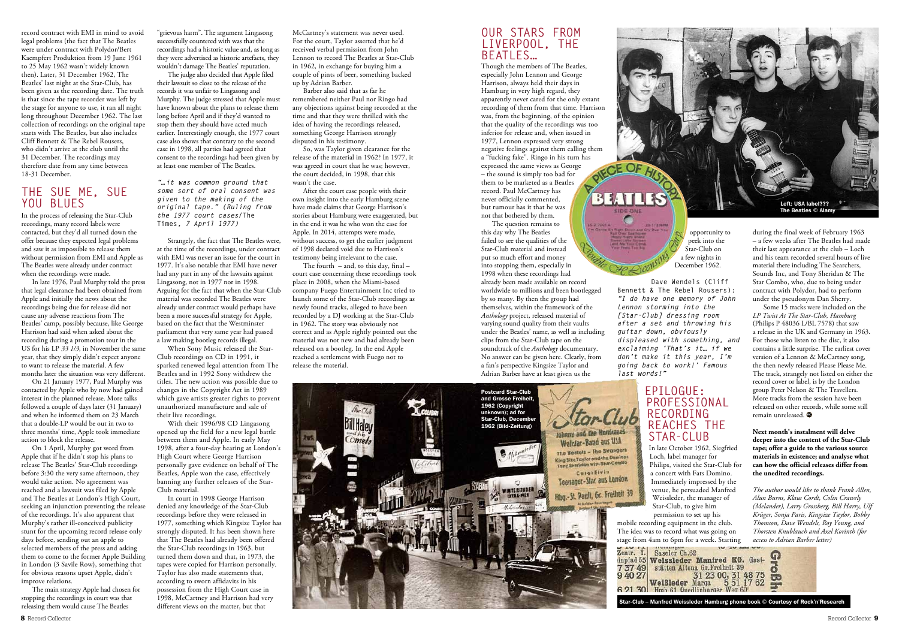record contract with EMI in mind to avoid legal problems (the fact that The Beatles were under contract with Polydor/Bert Kaempfert Produktion from 19 June 1961 to 25 May 1962 wasn't widely known then). Later, 31 December 1962, The Beatles' last night at the Star-Club, has been given as the recording date. The truth is that since the tape recorder was left by the stage for anyone to use, it ran all night long throughout December 1962. The last collection of recordings on the original tape starts with The Beatles, but also includes Cliff Bennett & The Rebel Rousers, who didn't arrive at the club until the 31 December. The recordings may therefore date from any time between 18-31 December.

## THE SUE ME, SUE YOU BLUES

In the process of releasing the Star-Club recordings, many record labels were contacted, but they'd all turned down the offer because they expected legal problems and saw it as impossible to release them without permission from EMI and Apple as The Beatles were already under contract when the recordings were made.

In late 1976, Paul Murphy told the press that legal clearance had been obtained from Apple and initially the news about the recordings being due for release did not cause any adverse reactions from The Beatles' camp, possibly because, like George Harrison had said when asked about the recording during a promotion tour in the US for his LP *33 1/3*, in November the same year, that they simply didn't expect anyone to want to release the material. A few months later the situation was very different.

On 21 January 1977, Paul Murphy was contacted by Apple who by now had gained interest in the planned release. More talks followed a couple of days later (31 January) and when he informed them on 23 March that a double-LP would be out in two to three months' time, Apple took immediate action to block the release.

On 1 April, Murphy got word from Apple that if he didn't stop his plans to release The Beatles' Star-Club recordings before 3:30 the very same afternoon, they would take action. No agreement was reached and a lawsuit was filed by Apple and The Beatles at London's High Court, seeking an injunction preventing the release of the recordings. It's also apparent that Murphy's rather ill-conceived publicity stunt for the upcoming record release only days before, sending out an apple to selected members of the press and asking them to come to the former Apple Building in London (3 Savile Row), something that for obvious reasons upset Apple, didn't improve relations.

The main strategy Apple had chosen for stopping the recordings in court was that releasing them would cause The Beatles "grievous harm". The argument Lingasong successfully countered with was that the recordings had a historic value and, as long as they were advertised as historic artefacts, they wouldn't damage The Beatles' reputation.

The judge also decided that Apple filed their lawsuit so close to the release of the records it was unfair to Lingasong and Murphy. The judge stressed that Apple must have known about the plans to release them long before April and if they'd wanted to stop them they should have acted much earlier. Interestingly enough, the 1977 court case also shows that contrary to the second case in 1998, all parties had agreed that consent to the recordings had been given by at least one member of The Beatles.

*"…it was common ground that some sort of oral consent was given to the making of the original tape." (Ruling from the 1977 court cases/*The Times*, 7 April 1977)*

Strangely, the fact that The Beatles were, at the time of the recordings, under contract with EMI was never an issue for the court in 1977. It's also notable that EMI have never had any part in any of the lawsuits against Lingasong, not in 1977 nor in 1998. Arguing for the fact that when the Star-Club material was recorded The Beatles were already under contract would perhaps have been a more successful strategy for Apple, based on the fact that the Westminster parliament that very same year had passed a law making bootleg records illegal.

When Sony Music released the Star-Club recordings on CD in 1991, it sparked renewed legal attention from The Beatles and in 1992 Sony withdrew the titles. The new action was possible due to changes in the Copyright Act in 1989 which gave artists greater rights to prevent unauthorized manufacture and sale of their live recordings.

With their 1996/98 CD Lingasong opened up the field for a new legal battle between them and Apple. In early May 1998, after a four-day hearing at London's High Court where George Harrison personally gave evidence on behalf of The Beatles, Apple won the case, effectively banning any further releases of the Star-Club material.

In court in 1998 George Harrison denied any knowledge of the Star-Club recordings before they were released in 1977, something which Kingsize Taylor has strongly disputed. It has been shown here that The Beatles had already been offered the Star-Club recordings in 1963, but turned them down and that, in 1973, the tapes were copied for Harrison personally. Taylor has also made statements that, according to sworn affidavits in his possession from the High Court case in 1998, McCartney and Harrison had very different views on the matter, but that McCartney's statement was never used. For the court, Taylor asserted that he'd received verbal permission from John Lennon to record The Beatles at Star-Club in 1962, in exchange for buying him a couple of pints of beer, something backed up by Adrian Barber.

Barber also said that as far he remembered neither Paul nor Ringo had any objections against being recorded at the time and that they were thrilled with the idea of having the recordings released, something George Harrison strongly disputed in his testimony.

So, was Taylor given clearance for the release of the material in 1962? In 1977, it was agreed in court that he was; however, the court decided, in 1998, that this wasn't the case.

After the court case people with their own insight into the early Hamburg scene have made claims that George Harrison's stories about Hamburg were exaggerated, but in the end it was he who won the case for Apple. In 2014, attempts were made, without success, to get the earlier judgment of 1998 declared void due to Harrison's testimony being irrelevant to the case.

The fourth – and, to this day, final – court case concerning these recordings took place in 2008, when the Miami-based company Fuego Entertainment Inc tried to launch some of the Star-Club recordings as newly found tracks, alleged to have been recorded by a DJ working at the Star-Club in 1962. The story was obviously not correct and as Apple rightly pointed out the material was not new and had already been released on a bootleg. In the end Apple reached a settlement with Fuego not to release the material.

## OUR STARS FROM LIVERPOOL, THE BEATLES…

Though the members of The Beatles, especially John Lennon and George Harrison, always held their days in Hamburg in very high regard, they apparently never cared for the only extant recording of them from that time. Harrison was, from the beginning, of the opinion that the quality of the recordings was too inferior for release and, when issued in 1977, Lennon expressed very strong negative feelings against them calling them a "fucking fake". Ringo in his turn has expressed the same views as George – the sound is simply too bad for them to be marketed as a Beatles record. Paul McCartney has never officially commented, but rumour has it that he was not that bothered by them.

The question remains to this day why The Beatles failed to see the qualities of the Star-Club material and instead put so much effort and money into stopping them, especially in 1998 when these recordings had already been made available on record worldwide to millions and been bootlegged by so many. By then the group had themselves, within the framework of the *Anthology* project, released material of varying sound quality from their vaults under the Beatles' name, as well as including clips from the Star-Club tape on the soundtrack of the *Anthology* documentary. No answer can be given here. Clearly, from a fan's perspective Kingsize Taylor and Adrian Barber have at least given us the opportunity to peek into the Star-Club on a few nights in December 1962.

Dave Wendels (Cliff Bennett & The Rebel Rousers): *"I do have one memory of John Lennon storming into the [Star-Club] dressing room after a set and throwing his guitar down, obviously displeased with something, and exclaiming 'That's it… if we don't make it this year, I'm going back to work!' Famous last words!"*

Left: USA label??? The Beatles © Alamy

Postcard Star-Club and Grosse Freiheit, 1962 (Copyright unknown); ad for Star-Club, December 1962 (Bild-Zeitung)

## EPILOGUE: PROFESSIONAL RECORDING REACHES THE STAR-CLUB

In late October 1962, Siegfried Loch, label manager for Philips, visited the Star-Club for a concert with Fats Domino. Immediately impressed by the venue, he persuaded Manfred Weissleder, the manager of Star-Club, to give him permission to set up his mobile recording equipment in the club. The idea was to record what was going on stage from 4am to 6pm for a week. Starting during the final week of February 1963 – a few weeks after The Beatles had made their last appearance at the club – Loch and his team recorded several hours of live material there including The Searchers, Sounds Inc, and Tony Sheridan & The Star Combo, who, due to being under contract with Polydor, had to perform under the pseudonym Dan Sherry.

Some 15 tracks were included on the *LP Twist At The Star-Club, Hamburg* (Philips P 48036 L/BL 7578) that saw a release in the UK and Germany in 1963. For those who listen to the disc, it also contains a little surprise. The earliest cover version of a Lennon & McCartney song, the then newly released Please Please Me. The track, strangely not listed on either the record cover or label, is by the London group Peter Nelson & The Travellers. More tracks from the session have been released on other records, while some still remain unreleased.

**Next month's instalment will delve deeper into the content of the Star-Club tape; offer a guide to the various source materials in existence; and analyse what can how the official releases differ from the unedited recordings.**

*The author would like to thank Frank Allen, Alun Burns, Klaus Cordt, Colin Crawely (Melander), Larry Grossberg, Bill Harry, Ulf Krüger, Sonja Paris, Kingsize Taylor, Bobby Thomson, Dave Wendels, Roy Young, and Thorsten Knublauch and Axel Korinth (for access to Adrian Barber letter)*

Star-Club – Manfred Weissleder Hamburg phone book © Courtesy of Rock'n'Research